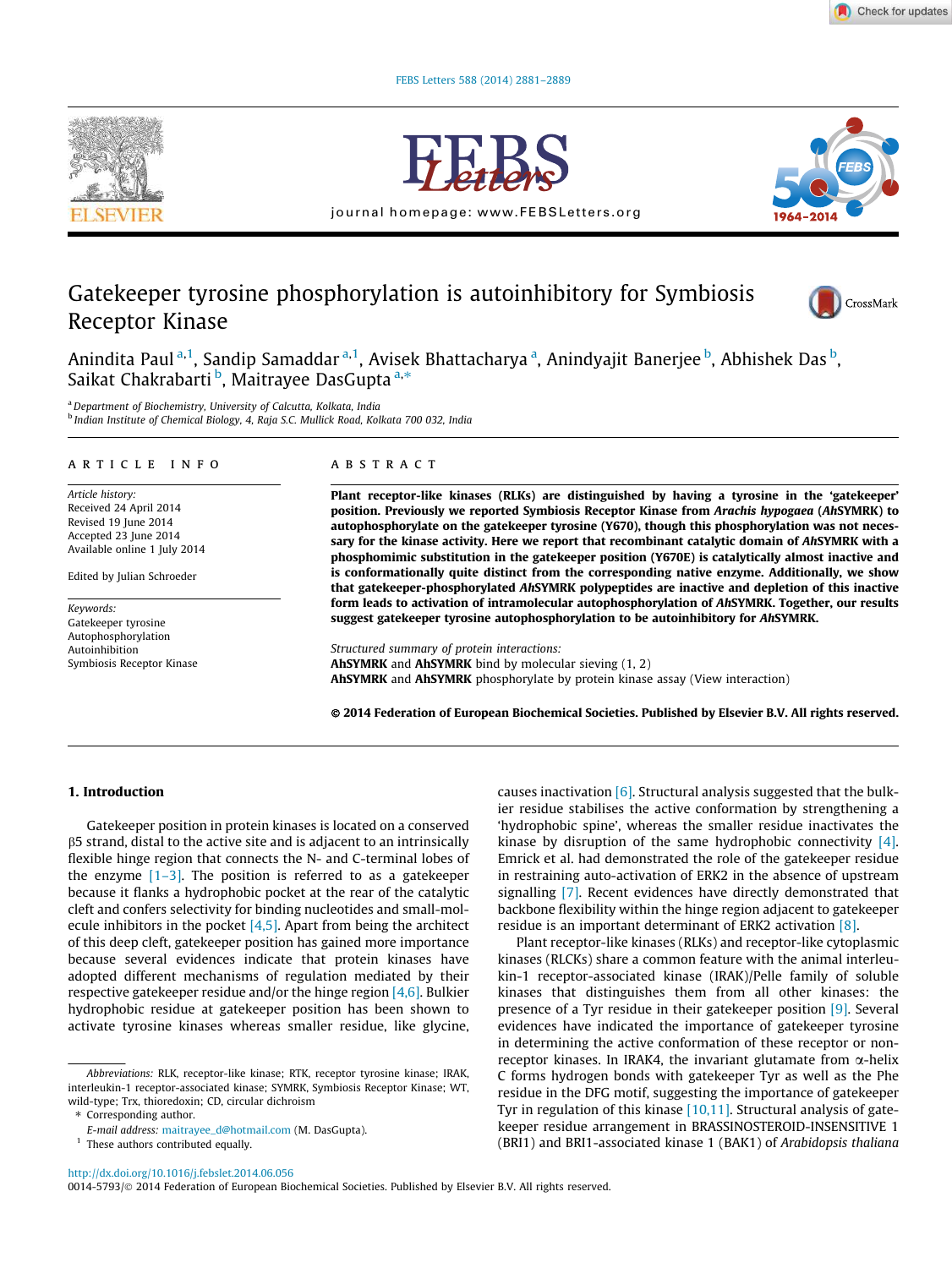# Gatekeeper tyrosine phosphorylation is autoinhibitory for Symbiosis Receptor Kinase

Anindita Paul [a,1], Sandip Samaddar [a,1], Avisek Bhattacharya [a], Anindyajit Banerjee [b], Abhishek Das [b], Saikat Chakrabarti [b], Maitrayee DasGupta [a,*]

[a] Department of Biochemistry, University of Calcutta, Kolkata, India
[b] Indian Institute of Chemical Biology, 4, Raja S.C. Mullick Road, Kolkata 700 032, India

## ARTICLE INFO

*Article history:*
Received 24 April 2014
Revised 19 June 2014
Accepted 23 June 2014
Available online 1 July 2014

Edited by Julian Schroeder

*Keywords:*
Gatekeeper tyrosine
Autophosphorylation
Autoinhibition
Symbiosis Receptor Kinase

## ABSTRACT

**Plant receptor-like kinases (RLKs) are distinguished by having a tyrosine in the 'gatekeeper' position. Previously we reported Symbiosis Receptor Kinase from *Arachis hypogaea* (*Ah*SYMRK) to autophosphorylate on the gatekeeper tyrosine (Y670), though this phosphorylation was not necessary for the kinase activity. Here we report that recombinant catalytic domain of *Ah*SYMRK with a phosphomimic substitution in the gatekeeper position (Y670E) is catalytically almost inactive and is conformationally quite distinct from the corresponding native enzyme. Additionally, we show that gatekeeper-phosphorylated *Ah*SYMRK polypeptides are inactive and depletion of this inactive form leads to activation of intramolecular autophosphorylation of *Ah*SYMRK. Together, our results suggest gatekeeper tyrosine autophosphorylation to be autoinhibitory for *Ah*SYMRK.**

*Structured summary of protein interactions:*
**AhSYMRK** and **AhSYMRK** bind by molecular sieving (1, 2)
**AhSYMRK** and **AhSYMRK** phosphorylate by protein kinase assay (View interaction)

**© 2014 Federation of European Biochemical Societies. Published by Elsevier B.V. All rights reserved.**

## 1. Introduction

Gatekeeper position in protein kinases is located on a conserved β5 strand, distal to the active site and is adjacent to an intrinsically flexible hinge region that connects the N- and C-terminal lobes of the enzyme [1–3]. The position is referred to as a gatekeeper because it flanks a hydrophobic pocket at the rear of the catalytic cleft and confers selectivity for binding nucleotides and small-molecule inhibitors in the pocket [4,5]. Apart from being the architect of this deep cleft, gatekeeper position has gained more importance because several evidences indicate that protein kinases have adopted different mechanisms of regulation mediated by their respective gatekeeper residue and/or the hinge region [4,6]. Bulkier hydrophobic residue at gatekeeper position has been shown to activate tyrosine kinases whereas smaller residue, like glycine, causes inactivation [6]. Structural analysis suggested that the bulkier residue stabilises the active conformation by strengthening a 'hydrophobic spine', whereas the smaller residue inactivates the kinase by disruption of the same hydrophobic connectivity [4]. Emrick et al. had demonstrated the role of the gatekeeper residue in restraining auto-activation of ERK2 in the absence of upstream signalling [7]. Recent evidences have directly demonstrated that backbone flexibility within the hinge region adjacent to gatekeeper residue is an important determinant of ERK2 activation [8].

Plant receptor-like kinases (RLKs) and receptor-like cytoplasmic kinases (RLCKs) share a common feature with the animal interleukin-1 receptor-associated kinase (IRAK)/Pelle family of soluble kinases that distinguishes them from all other kinases: the presence of a Tyr residue in their gatekeeper position [9]. Several evidences have indicated the importance of gatekeeper tyrosine in determining the active conformation of these receptor or non-receptor kinases. In IRAK4, the invariant glutamate from α-helix C forms hydrogen bonds with gatekeeper Tyr as well as the Phe residue in the DFG motif, suggesting the importance of gatekeeper Tyr in regulation of this kinase [10,11]. Structural analysis of gatekeeper residue arrangement in BRASSINOSTEROID-INSENSITIVE 1 (BRI1) and BRI1-associated kinase 1 (BAK1) of *Arabidopsis thaliana*

---

*Abbreviations:* RLK, receptor-like kinase; RTK, receptor tyrosine kinase; IRAK, interleukin-1 receptor-associated kinase; SYMRK, Symbiosis Receptor Kinase; WT, wild-type; Trx, thioredoxin; CD, circular dichroism

* Corresponding author.
*E-mail address:* maitrayee_d@hotmail.com (M. DasGupta).

1 These authors contributed equally.

http://dx.doi.org/10.1016/j.febslet.2014.06.056
0014-5793/© 2014 Federation of European Biochemical Societies. Published by Elsevier B.V. All rights reserved.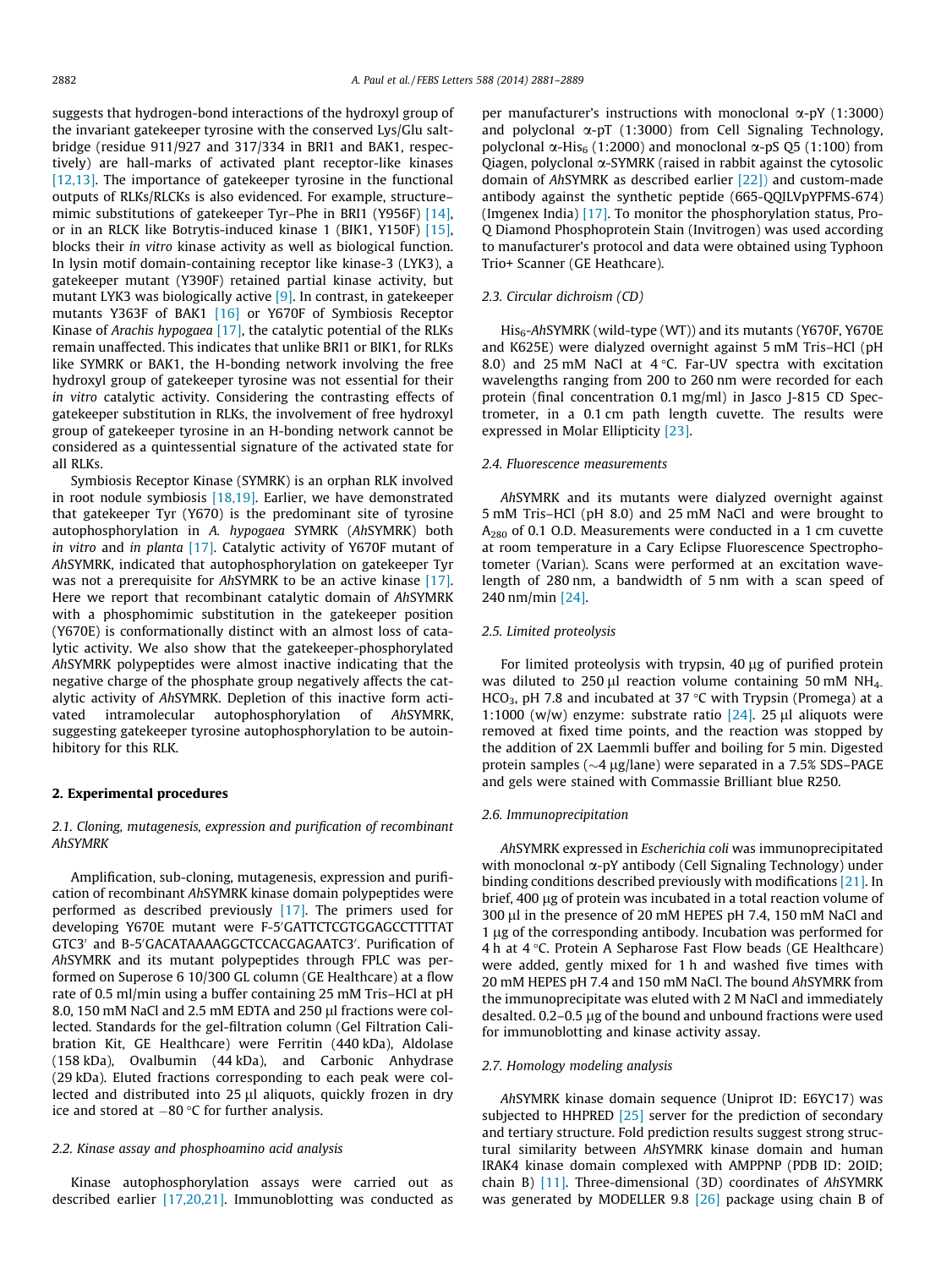suggests that hydrogen-bond interactions of the hydroxyl group of the invariant gatekeeper tyrosine with the conserved Lys/Glu salt-bridge (residue 911/927 and 317/334 in BRI1 and BAK1, respectively) are hall-marks of activated plant receptor-like kinases [12,13]. The importance of gatekeeper tyrosine in the functional outputs of RLKs/RLCKs is also evidenced. For example, structure–mimic substitutions of gatekeeper Tyr–Phe in BRI1 (Y956F) [14], or in an RLCK like Botrytis-induced kinase 1 (BIK1, Y150F) [15], blocks their *in vitro* kinase activity as well as biological function. In lysin motif domain-containing receptor like kinase-3 (LYK3), a gatekeeper mutant (Y390F) retained partial kinase activity, but mutant LYK3 was biologically active [9]. In contrast, in gatekeeper mutants Y363F of BAK1 [16] or Y670F of Symbiosis Receptor Kinase of *Arachis hypogaea* [17], the catalytic potential of the RLKs remain unaffected. This indicates that unlike BRI1 or BIK1, for RLKs like SYMRK or BAK1, the H-bonding network involving the free hydroxyl group of gatekeeper tyrosine was not essential for their *in vitro* catalytic activity. Considering the contrasting effects of gatekeeper substitution in RLKs, the involvement of free hydroxyl group of gatekeeper tyrosine in an H-bonding network cannot be considered as a quintessential signature of the activated state for all RLKs.

Symbiosis Receptor Kinase (SYMRK) is an orphan RLK involved in root nodule symbiosis [18,19]. Earlier, we have demonstrated that gatekeeper Tyr (Y670) is the predominant site of tyrosine autophosphorylation in *A. hypogaea* SYMRK (*Ah*SYMRK) both *in vitro* and *in planta* [17]. Catalytic activity of Y670F mutant of *Ah*SYMRK, indicated that autophosphorylation on gatekeeper Tyr was not a prerequisite for *Ah*SYMRK to be an active kinase [17]. Here we report that recombinant catalytic domain of *Ah*SYMRK with a phosphomimic substitution in the gatekeeper position (Y670E) is conformationally distinct with an almost loss of catalytic activity. We also show that the gatekeeper-phosphorylated *Ah*SYMRK polypeptides were almost inactive indicating that the negative charge of the phosphate group negatively affects the catalytic activity of *Ah*SYMRK. Depletion of this inactive form activated intramolecular autophosphorylation of *Ah*SYMRK, suggesting gatekeeper tyrosine autophosphorylation to be autoinhibitory for this RLK.

## 2. Experimental procedures

### 2.1. Cloning, mutagenesis, expression and purification of recombinant *Ah*SYMRK

Amplification, sub-cloning, mutagenesis, expression and purification of recombinant *Ah*SYMRK kinase domain polypeptides were performed as described previously [17]. The primers used for developing Y670E mutant were F-5′GATTCTCGTGGAGCCTTTTAT GTC3′ and B-5′GACATAAAAGGCTCCACGAGAATC3′. Purification of *Ah*SYMRK and its mutant polypeptides through FPLC was performed on Superose 6 10/300 GL column (GE Healthcare) at a flow rate of 0.5 ml/min using a buffer containing 25 mM Tris–HCl at pH 8.0, 150 mM NaCl and 2.5 mM EDTA and 250 μl fractions were collected. Standards for the gel-filtration column (Gel Filtration Calibration Kit, GE Healthcare) were Ferritin (440 kDa), Aldolase (158 kDa), Ovalbumin (44 kDa), and Carbonic Anhydrase (29 kDa). Eluted fractions corresponding to each peak were collected and distributed into 25 μl aliquots, quickly frozen in dry ice and stored at −80 °C for further analysis.

### 2.2. Kinase assay and phosphoamino acid analysis

Kinase autophosphorylation assays were carried out as described earlier [17,20,21]. Immunoblotting was conducted as per manufacturer's instructions with monoclonal α-pY (1:3000) and polyclonal α-pT (1:3000) from Cell Signaling Technology, polyclonal α-$His_6$ (1:2000) and monoclonal α-pS Q5 (1:100) from Qiagen, polyclonal α-SYMRK (raised in rabbit against the cytosolic domain of *Ah*SYMRK as described earlier [22]) and custom-made antibody against the synthetic peptide (665-QQILVpYPFMS-674) (Imgenex India) [17]. To monitor the phosphorylation status, Pro-Q Diamond Phosphoprotein Stain (Invitrogen) was used according to manufacturer's protocol and data were obtained using Typhoon Trio+ Scanner (GE Heathcare).

### 2.3. Circular dichroism (CD)

$His_6$-*Ah*SYMRK (wild-type (WT)) and its mutants (Y670F, Y670E and K625E) were dialyzed overnight against 5 mM Tris–HCl (pH 8.0) and 25 mM NaCl at 4 °C. Far-UV spectra with excitation wavelengths ranging from 200 to 260 nm were recorded for each protein (final concentration 0.1 mg/ml) in Jasco J-815 CD Spectrometer, in a 0.1 cm path length cuvette. The results were expressed in Molar Ellipticity [23].

### 2.4. Fluorescence measurements

*Ah*SYMRK and its mutants were dialyzed overnight against 5 mM Tris–HCl (pH 8.0) and 25 mM NaCl and were brought to $A_{280}$ of 0.1 O.D. Measurements were conducted in a 1 cm cuvette at room temperature in a Cary Eclipse Fluorescence Spectrophotometer (Varian). Scans were performed at an excitation wavelength of 280 nm, a bandwidth of 5 nm with a scan speed of 240 nm/min [24].

### 2.5. Limited proteolysis

For limited proteolysis with trypsin, 40 μg of purified protein was diluted to 250 μl reaction volume containing 50 mM $NH_4HCO_3$, pH 7.8 and incubated at 37 °C with Trypsin (Promega) at a 1:1000 (w/w) enzyme: substrate ratio [24]. 25 μl aliquots were removed at fixed time points, and the reaction was stopped by the addition of 2X Laemmli buffer and boiling for 5 min. Digested protein samples (∼4 μg/lane) were separated in a 7.5% SDS–PAGE and gels were stained with Commassie Brilliant blue R250.

### 2.6. Immunoprecipitation

*Ah*SYMRK expressed in *Escherichia coli* was immunoprecipitated with monoclonal α-pY antibody (Cell Signaling Technology) under binding conditions described previously with modifications [21]. In brief, 400 μg of protein was incubated in a total reaction volume of 300 μl in the presence of 20 mM HEPES pH 7.4, 150 mM NaCl and 1 μg of the corresponding antibody. Incubation was performed for 4 h at 4 °C. Protein A Sepharose Fast Flow beads (GE Healthcare) were added, gently mixed for 1 h and washed five times with 20 mM HEPES pH 7.4 and 150 mM NaCl. The bound *Ah*SYMRK from the immunoprecipitate was eluted with 2 M NaCl and immediately desalted. 0.2–0.5 μg of the bound and unbound fractions were used for immunoblotting and kinase activity assay.

### 2.7. Homology modeling analysis

*Ah*SYMRK kinase domain sequence (Uniprot ID: E6YC17) was subjected to HHPRED [25] server for the prediction of secondary and tertiary structure. Fold prediction results suggest strong structural similarity between *Ah*SYMRK kinase domain and human IRAK4 kinase domain complexed with AMPPNP (PDB ID: 2OID; chain B) [11]. Three-dimensional (3D) coordinates of *Ah*SYMRK was generated by MODELLER 9.8 [26] package using chain B of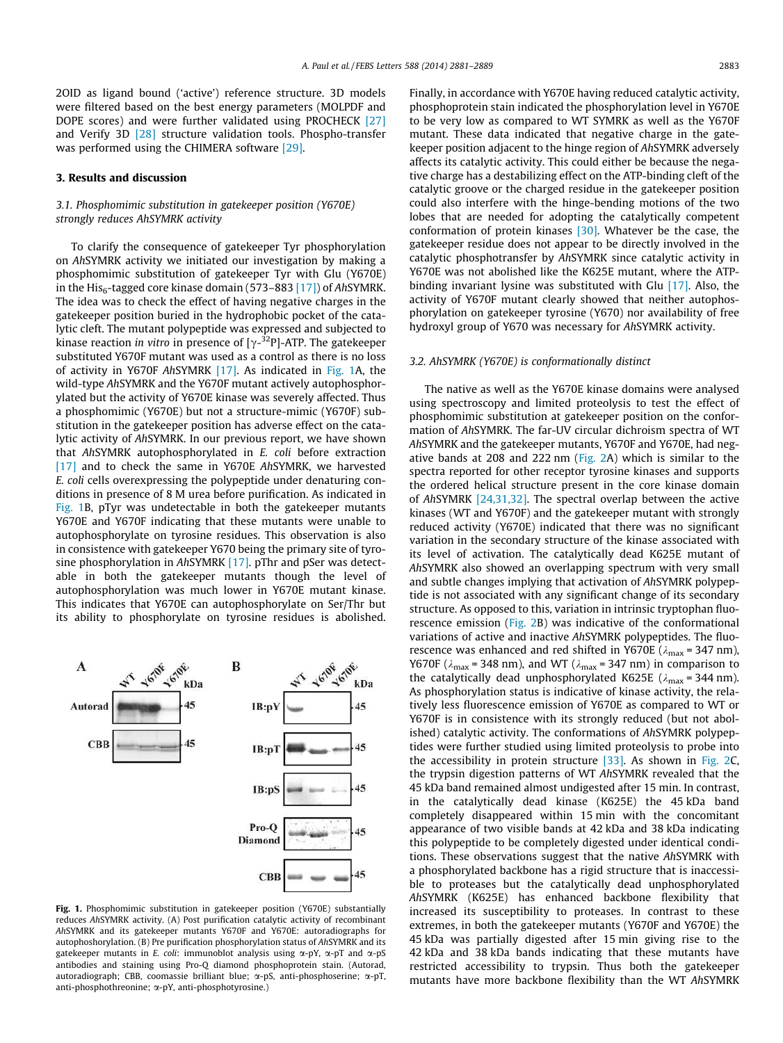2OID as ligand bound ('active') reference structure. 3D models were filtered based on the best energy parameters (MOLPDF and DOPE scores) and were further validated using PROCHECK [27] and Verify 3D [28] structure validation tools. Phospho-transfer was performed using the CHIMERA software [29].

## 3. Results and discussion

### 3.1. Phosphomimic substitution in gatekeeper position (Y670E) strongly reduces AhSYMRK activity

To clarify the consequence of gatekeeper Tyr phosphorylation on *Ah*SYMRK activity we initiated our investigation by making a phosphomimic substitution of gatekeeper Tyr with Glu (Y670E) in the $His_6$-tagged core kinase domain (573–883 [17]) of *Ah*SYMRK. The idea was to check the effect of having negative charges in the gatekeeper position buried in the hydrophobic pocket of the catalytic cleft. The mutant polypeptide was expressed and subjected to kinase reaction *in vitro* in presence of [$\gamma$-$^{32}$P]-ATP. The gatekeeper substituted Y670F mutant was used as a control as there is no loss of activity in Y670F *Ah*SYMRK [17]. As indicated in Fig. 1A, the wild-type *Ah*SYMRK and the Y670F mutant actively autophosphorylated but the activity of Y670E kinase was severely affected. Thus a phosphomimic (Y670E) but not a structure-mimic (Y670F) substitution in the gatekeeper position has adverse effect on the catalytic activity of *Ah*SYMRK. In our previous report, we have shown that *Ah*SYMRK autophosphorylated in *E. coli* before extraction [17] and to check the same in Y670E *Ah*SYMRK, we harvested *E. coli* cells overexpressing the polypeptide under denaturing conditions in presence of 8 M urea before purification. As indicated in Fig. 1B, pTyr was undetectable in both the gatekeeper mutants Y670E and Y670F indicating that these mutants were unable to autophosphorylate on tyrosine residues. This observation is also in consistence with gatekeeper Y670 being the primary site of tyrosine phosphorylation in *Ah*SYMRK [17]. pThr and pSer was detectable in both the gatekeeper mutants though the level of autophosphorylation was much lower in Y670E mutant kinase. This indicates that Y670E can autophosphorylate on Ser/Thr but its ability to phosphorylate on tyrosine residues is abolished.

**Fig. 1.** Phosphomimic substitution in gatekeeper position (Y670E) substantially reduces *Ah*SYMRK activity. (A) Post purification catalytic activity of recombinant *Ah*SYMRK and its gatekeeper mutants Y670F and Y670E: autoradiographs for autophosphorylation. (B) Pre purification phosphorylation status of *Ah*SYMRK and its gatekeeper mutants in *E. coli*: immunoblot analysis using α-pY, α-pT and α-pS antibodies and staining using Pro-Q diamond phosphoprotein stain. (Autorad, autoradiograph; CBB, coomassie brilliant blue; α-pS, anti-phosphoserine; α-pT, anti-phosphothreonine; α-pY, anti-phosphotyrosine.)

Finally, in accordance with Y670E having reduced catalytic activity, phosphoprotein stain indicated the phosphorylation level in Y670E to be very low as compared to WT SYMRK as well as the Y670F mutant. These data indicated that negative charge in the gatekeeper position adjacent to the hinge region of *Ah*SYMRK adversely affects its catalytic activity. This could either be because the negative charge has a destabilizing effect on the ATP-binding cleft of the catalytic groove or the charged residue in the gatekeeper position could also interfere with the hinge-bending motions of the two lobes that are needed for adopting the catalytically competent conformation of protein kinases [30]. Whatever be the case, the gatekeeper residue does not appear to be directly involved in the catalytic phosphotransfer by *Ah*SYMRK since catalytic activity in Y670E was not abolished like the K625E mutant, where the ATP-binding invariant lysine was substituted with Glu [17]. Also, the activity of Y670F mutant clearly showed that neither autophosphorylation on gatekeeper tyrosine (Y670) nor availability of free hydroxyl group of Y670 was necessary for *Ah*SYMRK activity.

### 3.2. AhSYMRK (Y670E) is conformationally distinct

The native as well as the Y670E kinase domains were analysed using spectroscopy and limited proteolysis to test the effect of phosphomimic substitution at gatekeeper position on the conformation of *Ah*SYMRK. The far-UV circular dichroism spectra of WT *Ah*SYMRK and the gatekeeper mutants, Y670F and Y670E, had negative bands at 208 and 222 nm (Fig. 2A) which is similar to the spectra reported for other receptor tyrosine kinases and supports the ordered helical structure present in the core kinase domain of *Ah*SYMRK [24,31,32]. The spectral overlap between the active kinases (WT and Y670F) and the gatekeeper mutant with strongly reduced activity (Y670E) indicated that there was no significant variation in the secondary structure of the kinase associated with its level of activation. The catalytically dead K625E mutant of *Ah*SYMRK also showed an overlapping spectrum with very small and subtle changes implying that activation of *Ah*SYMRK polypeptide is not associated with any significant change of its secondary structure. As opposed to this, variation in intrinsic tryptophan fluorescence emission (Fig. 2B) was indicative of the conformational variations of active and inactive *Ah*SYMRK polypeptides. The fluorescence was enhanced and red shifted in Y670E ($\lambda_{max}$ = 347 nm), Y670F ($\lambda_{max}$ = 348 nm), and WT ($\lambda_{max}$ = 347 nm) in comparison to the catalytically dead unphosphorylated K625E ($\lambda_{max}$ = 344 nm). As phosphorylation status is indicative of kinase activity, the relatively less fluorescence emission of Y670E as compared to WT or Y670F is in consistence with its strongly reduced (but not abolished) catalytic activity. The conformations of *Ah*SYMRK polypeptides were further studied using limited proteolysis to probe into the accessibility in protein structure [33]. As shown in Fig. 2C, the trypsin digestion patterns of WT *Ah*SYMRK revealed that the 45 kDa band remained almost undigested after 15 min. In contrast, in the catalytically dead kinase (K625E) the 45 kDa band completely disappeared within 15 min with the concomitant appearance of two visible bands at 42 kDa and 38 kDa indicating this polypeptide to be completely digested under identical conditions. These observations suggest that the native *Ah*SYMRK with a phosphorylated backbone has a rigid structure that is inaccessible to proteases but the catalytically dead unphosphorylated *Ah*SYMRK (K625E) has enhanced backbone flexibility that increased its susceptibility to proteases. In contrast to these extremes, in both the gatekeeper mutants (Y670F and Y670E) the 45 kDa was partially digested after 15 min giving rise to the 42 kDa and 38 kDa bands indicating that these mutants have restricted accessibility to trypsin. Thus both the gatekeeper mutants have more backbone flexibility than the WT *Ah*SYMRK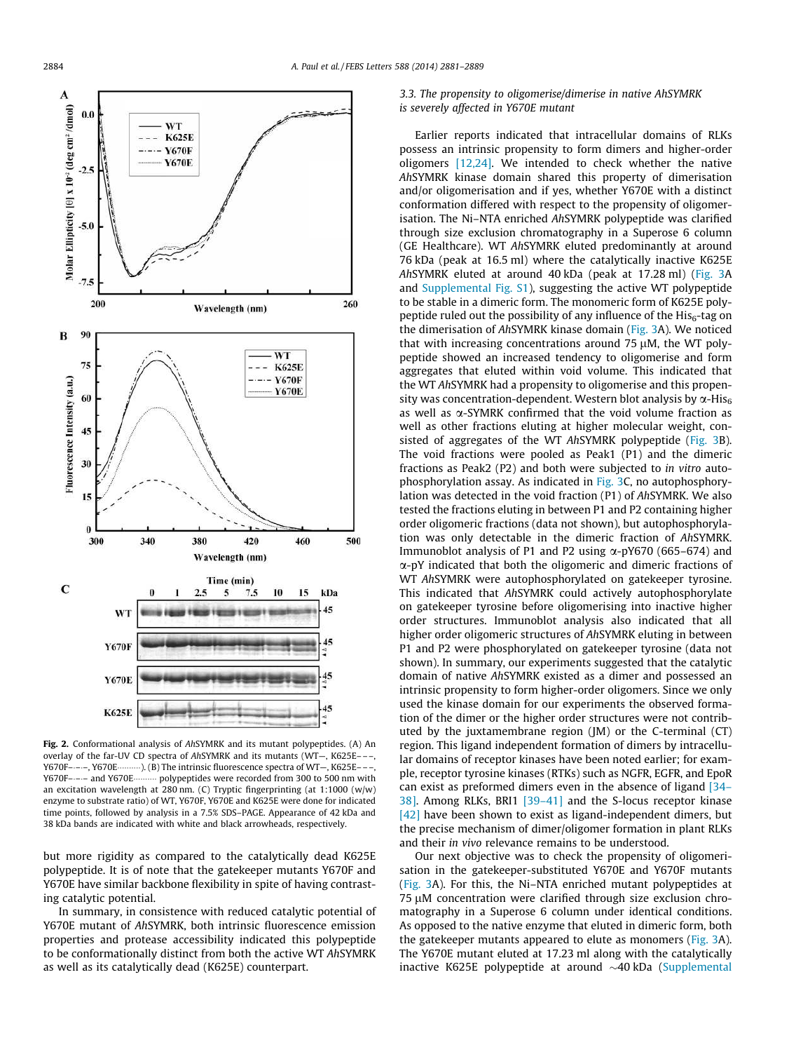**Fig. 2.** Conformational analysis of *Ah*SYMRK and its mutant polypeptides. (A) An overlay of the far-UV CD spectra of *Ah*SYMRK and its mutants (WT—, K625E– – –, Y670F–·–·–, Y670E·········). (B) The intrinsic fluorescence spectra of WT—, K625E– – –, Y670F–·–·– and Y670E········· polypeptides were recorded from 300 to 500 nm with an excitation wavelength at 280 nm. (C) Tryptic fingerprinting (at 1:1000 (w/w) enzyme to substrate ratio) of WT, Y670F, Y670E and K625E were done for indicated time points, followed by analysis in a 7.5% SDS–PAGE. Appearance of 42 kDa and 38 kDa bands are indicated with white and black arrowheads, respectively.

but more rigidity as compared to the catalytically dead K625E polypeptide. It is of note that the gatekeeper mutants Y670F and Y670E have similar backbone flexibility in spite of having contrasting catalytic potential.

In summary, in consistence with reduced catalytic potential of Y670E mutant of *Ah*SYMRK, both intrinsic fluorescence emission properties and protease accessibility indicated this polypeptide to be conformationally distinct from both the active WT *Ah*SYMRK as well as its catalytically dead (K625E) counterpart.

### 3.3. The propensity to oligomerise/dimerise in native *Ah*SYMRK is severely affected in Y670E mutant

Earlier reports indicated that intracellular domains of RLKs possess an intrinsic propensity to form dimers and higher-order oligomers [12,24]. We intended to check whether the native *Ah*SYMRK kinase domain shared this property of dimerisation and/or oligomerisation and if yes, whether Y670E with a distinct conformation differed with respect to the propensity of oligomerisation. The Ni–NTA enriched *Ah*SYMRK polypeptide was clarified through size exclusion chromatography in a Superose 6 column (GE Healthcare). WT *Ah*SYMRK eluted predominantly at around 76 kDa (peak at 16.5 ml) where the catalytically inactive K625E *Ah*SYMRK eluted at around 40 kDa (peak at 17.28 ml) (Fig. 3A and Supplemental Fig. S1), suggesting the active WT polypeptide to be stable in a dimeric form. The monomeric form of K625E polypeptide ruled out the possibility of any influence of the $His_6$-tag on the dimerisation of *Ah*SYMRK kinase domain (Fig. 3A). We noticed that with increasing concentrations around 75 μM, the WT polypeptide showed an increased tendency to oligomerise and form aggregates that eluted within void volume. This indicated that the WT *Ah*SYMRK had a propensity to oligomerise and this propensity was concentration-dependent. Western blot analysis by α-$His_6$ as well as α-SYMRK confirmed that the void volume fraction as well as other fractions eluting at higher molecular weight, consisted of aggregates of the WT *Ah*SYMRK polypeptide (Fig. 3B). The void fractions were pooled as Peak1 (P1) and the dimeric fractions as Peak2 (P2) and both were subjected to *in vitro* autophosphorylation assay. As indicated in Fig. 3C, no autophosphorylation was detected in the void fraction (P1) of *Ah*SYMRK. We also tested the fractions eluting in between P1 and P2 containing higher order oligomeric fractions (data not shown), but autophosphorylation was only detectable in the dimeric fraction of *Ah*SYMRK. Immunoblot analysis of P1 and P2 using α-pY670 (665–674) and α-pY indicated that both the oligomeric and dimeric fractions of WT *Ah*SYMRK were autophosphorylated on gatekeeper tyrosine. This indicated that *Ah*SYMRK could actively autophosphorylate on gatekeeper tyrosine before oligomerising into inactive higher order structures. Immunoblot analysis also indicated that all higher order oligomeric structures of *Ah*SYMRK eluting in between P1 and P2 were phosphorylated on gatekeeper tyrosine (data not shown). In summary, our experiments suggested that the catalytic domain of native *Ah*SYMRK existed as a dimer and possessed an intrinsic propensity to form higher-order oligomers. Since we only used the kinase domain for our experiments the observed formation of the dimer or the higher order structures were not contributed by the juxtamembrane region (JM) or the C-terminal (CT) region. This ligand independent formation of dimers by intracellular domains of receptor kinases have been noted earlier; for example, receptor tyrosine kinases (RTKs) such as NGFR, EGFR, and EpoR can exist as preformed dimers even in the absence of ligand [34–38]. Among RLKs, BRI1 [39–41] and the S-locus receptor kinase [42] have been shown to exist as ligand-independent dimers, but the precise mechanism of dimer/oligomer formation in plant RLKs and their *in vivo* relevance remains to be understood.

Our next objective was to check the propensity of oligomerisation in the gatekeeper-substituted Y670E and Y670F mutants (Fig. 3A). For this, the Ni–NTA enriched mutant polypeptides at 75 μM concentration were clarified through size exclusion chromatography in a Superose 6 column under identical conditions. As opposed to the native enzyme that eluted in dimeric form, both the gatekeeper mutants appeared to elute as monomers (Fig. 3A). The Y670E mutant eluted at 17.23 ml along with the catalytically inactive K625E polypeptide at around ~40 kDa (Supplemental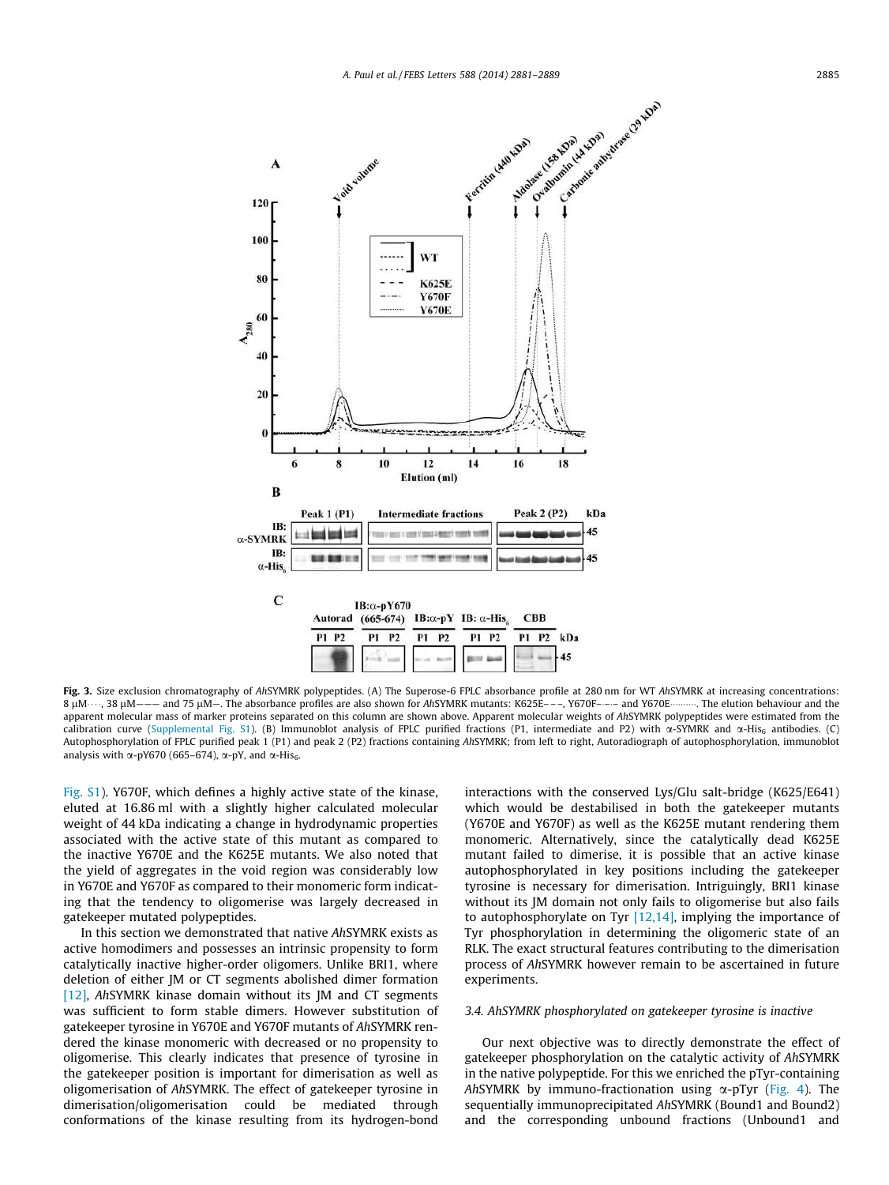**Fig. 3.** Size exclusion chromatography of *Ah*SYMRK polypeptides. (A) The Superose-6 FPLC absorbance profile at 280 nm for WT *Ah*SYMRK at increasing concentrations: 8 μM····, 38 μM——— and 75 μM—. The absorbance profiles are also shown for *Ah*SYMRK mutants: K625E– – –, Y670F–·–·– and Y670E·········. The elution behaviour and the apparent molecular mass of marker proteins separated on this column are shown above. Apparent molecular weights of *Ah*SYMRK polypeptides were estimated from the calibration curve (Supplemental Fig. S1). (B) Immunoblot analysis of FPLC purified fractions (P1, intermediate and P2) with α-SYMRK and α-$His_6$ antibodies. (C) Autophosphorylation of FPLC purified peak 1 (P1) and peak 2 (P2) fractions containing *Ah*SYMRK; from left to right, Autoradiograph of autophosphorylation, immunoblot analysis with α-pY670 (665–674), α-pY, and α-$His_6$.

Fig. S1). Y670F, which defines a highly active state of the kinase, eluted at 16.86 ml with a slightly higher calculated molecular weight of 44 kDa indicating a change in hydrodynamic properties associated with the active state of this mutant as compared to the inactive Y670E and the K625E mutants. We also noted that the yield of aggregates in the void region was considerably low in Y670E and Y670F as compared to their monomeric form indicating that the tendency to oligomerise was largely decreased in gatekeeper mutated polypeptides.

In this section we demonstrated that native *Ah*SYMRK exists as active homodimers and possesses an intrinsic propensity to form catalytically inactive higher-order oligomers. Unlike BRI1, where deletion of either JM or CT segments abolished dimer formation [12], *Ah*SYMRK kinase domain without its JM and CT segments was sufficient to form stable dimers. However substitution of gatekeeper tyrosine in Y670E and Y670F mutants of *Ah*SYMRK rendered the kinase monomeric with decreased or no propensity to oligomerise. This clearly indicates that presence of tyrosine in the gatekeeper position is important for dimerisation as well as oligomerisation of *Ah*SYMRK. The effect of gatekeeper tyrosine in dimerisation/oligomerisation could be mediated through conformations of the kinase resulting from its hydrogen-bond interactions with the conserved Lys/Glu salt-bridge (K625/E641) which would be destabilised in both the gatekeeper mutants (Y670E and Y670F) as well as the K625E mutant rendering them monomeric. Alternatively, since the catalytically dead K625E mutant failed to dimerise, it is possible that an active kinase autophosphorylated in key positions including the gatekeeper tyrosine is necessary for dimerisation. Intriguingly, BRI1 kinase without its JM domain not only fails to oligomerise but also fails to autophosphorylate on Tyr [12,14], implying the importance of Tyr phosphorylation in determining the oligomeric state of an RLK. The exact structural features contributing to the dimerisation process of *Ah*SYMRK however remain to be ascertained in future experiments.

### 3.4. *Ah*SYMRK phosphorylated on gatekeeper tyrosine is inactive

Our next objective was to directly demonstrate the effect of gatekeeper phosphorylation on the catalytic activity of *Ah*SYMRK in the native polypeptide. For this we enriched the pTyr-containing *Ah*SYMRK by immuno-fractionation using α-pTyr (Fig. 4). The sequentially immunoprecipitated *Ah*SYMRK (Bound1 and Bound2) and the corresponding unbound fractions (Unbound1 and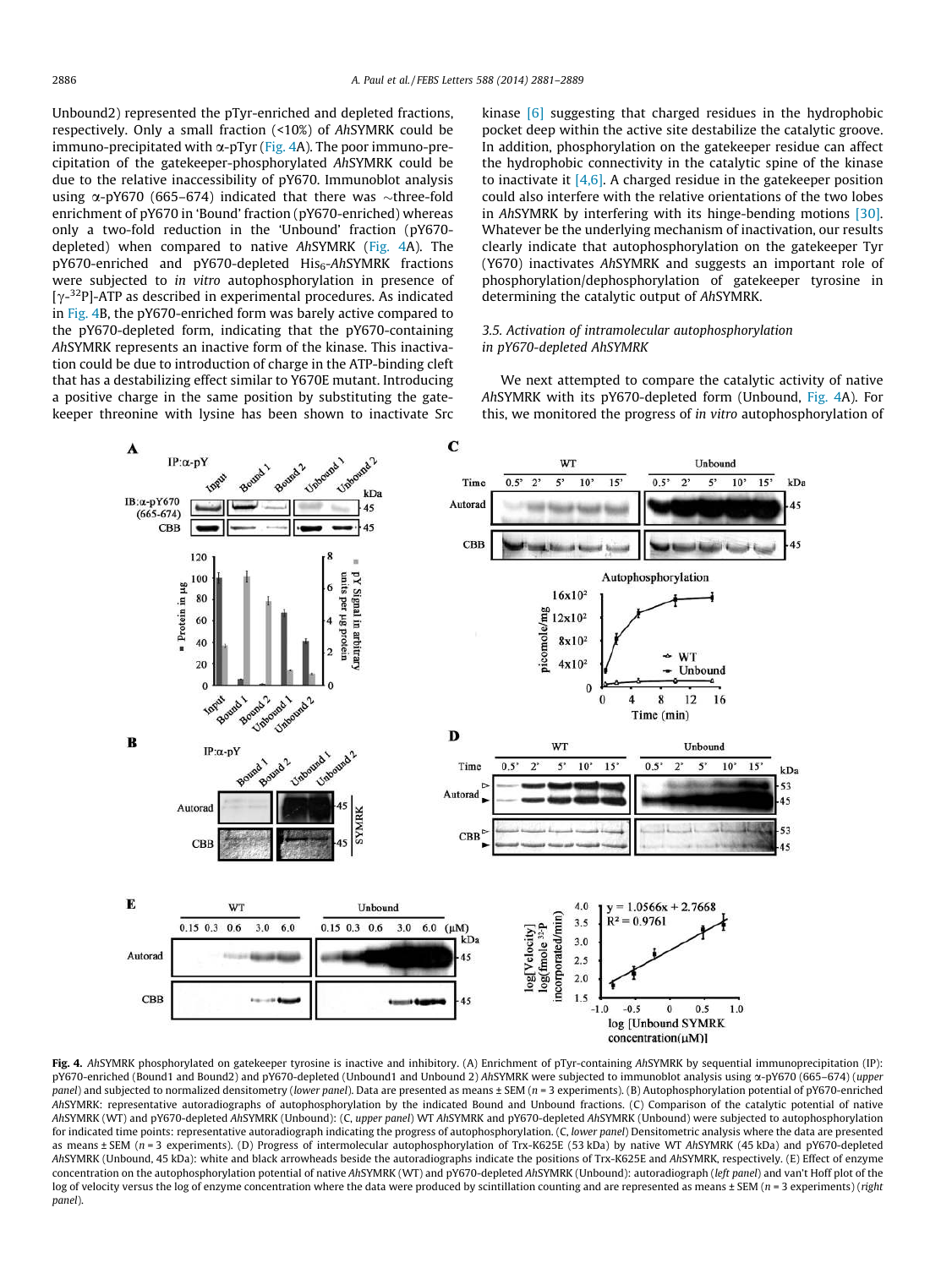Unbound2) represented the pTyr-enriched and depleted fractions, respectively. Only a small fraction (<10%) of *Ah*SYMRK could be immuno-precipitated with α-pTyr (Fig. 4A). The poor immuno-precipitation of the gatekeeper-phosphorylated *Ah*SYMRK could be due to the relative inaccessibility of pY670. Immunoblot analysis using α-pY670 (665–674) indicated that there was ~three-fold enrichment of pY670 in 'Bound' fraction (pY670-enriched) whereas only a two-fold reduction in the 'Unbound' fraction (pY670-depleted) when compared to native *Ah*SYMRK (Fig. 4A). The pY670-enriched and pY670-depleted $His_6$-*Ah*SYMRK fractions were subjected to *in vitro* autophosphorylation in presence of [γ-$^{32}$P]-ATP as described in experimental procedures. As indicated in Fig. 4B, the pY670-enriched form was barely active compared to the pY670-depleted form, indicating that the pY670-containing *Ah*SYMRK represents an inactive form of the kinase. This inactivation could be due to introduction of charge in the ATP-binding cleft that has a destabilizing effect similar to Y670E mutant. Introducing a positive charge in the same position by substituting the gatekeeper threonine with lysine has been shown to inactivate Src kinase [6] suggesting that charged residues in the hydrophobic pocket deep within the active site destabilize the catalytic groove. In addition, phosphorylation on the gatekeeper residue can affect the hydrophobic connectivity in the catalytic spine of the kinase to inactivate it [4,6]. A charged residue in the gatekeeper position could also interfere with the relative orientations of the two lobes in *Ah*SYMRK by interfering with its hinge-bending motions [30]. Whatever be the underlying mechanism of inactivation, our results clearly indicate that autophosphorylation on the gatekeeper Tyr (Y670) inactivates *Ah*SYMRK and suggests an important role of phosphorylation/dephosphorylation of gatekeeper tyrosine in determining the catalytic output of *Ah*SYMRK.

### 3.5. Activation of intramolecular autophosphorylation in pY670-depleted *Ah*SYMRK

We next attempted to compare the catalytic activity of native *Ah*SYMRK with its pY670-depleted form (Unbound, Fig. 4A). For this, we monitored the progress of *in vitro* autophosphorylation of

**Fig. 4.** *Ah*SYMRK phosphorylated on gatekeeper tyrosine is inactive and inhibitory. (A) Enrichment of pTyr-containing *Ah*SYMRK by sequential immunoprecipitation (IP): pY670-enriched (Bound1 and Bound2) and pY670-depleted (Unbound1 and Unbound 2) *Ah*SYMRK were subjected to immunoblot analysis using α-pY670 (665–674) (*upper panel*) and subjected to normalized densitometry (*lower panel*). Data are presented as means ± SEM ($n = 3$ experiments). (B) Autophosphorylation potential of pY670-enriched *Ah*SYMRK: representative autoradiographs of autophosphorylation by the indicated Bound and Unbound fractions. (C) Comparison of the catalytic potential of native *Ah*SYMRK (WT) and pY670-depleted *Ah*SYMRK (Unbound): (C, *upper panel*) WT *Ah*SYMRK and pY670-depleted *Ah*SYMRK (Unbound) were subjected to autophosphorylation for indicated time points: representative autoradiograph indicating the progress of autophosphorylation. (C, *lower panel*) Densitometric analysis where the data are presented as means ± SEM ($n = 3$ experiments). (D) Progress of intermolecular autophosphorylation of Trx-K625E (53 kDa) by native WT *Ah*SYMRK (45 kDa) and pY670-depleted *Ah*SYMRK (Unbound, 45 kDa): white and black arrowheads beside the autoradiographs indicate the positions of Trx-K625E and *Ah*SYMRK, respectively. (E) Effect of enzyme concentration on the autophosphorylation potential of native *Ah*SYMRK (WT) and pY670-depleted *Ah*SYMRK (Unbound): autoradiograph (*left panel*) and van't Hoff plot of the log of velocity versus the log of enzyme concentration where the data were produced by scintillation counting and are represented as means ± SEM ($n = 3$ experiments) (*right panel*).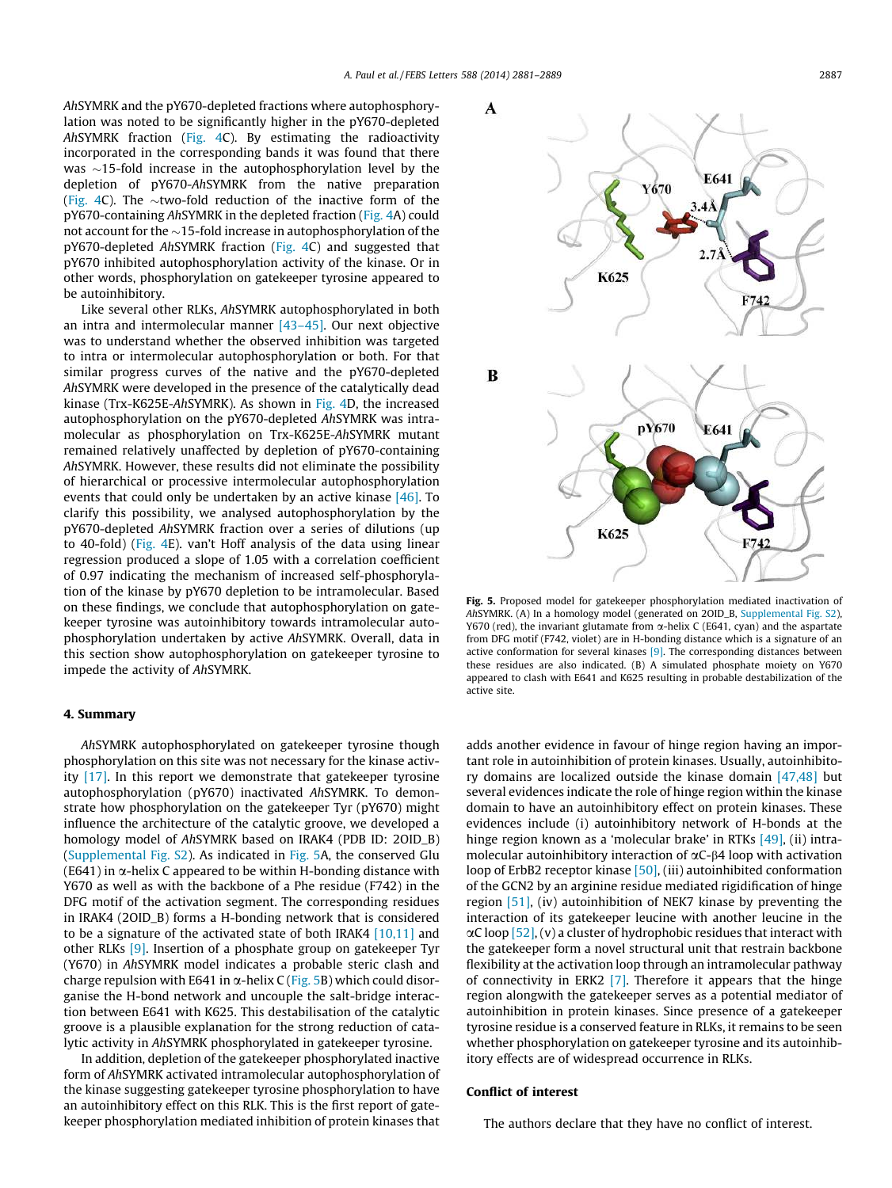*Ah*SYMRK and the pY670-depleted fractions where autophosphorylation was noted to be significantly higher in the pY670-depleted *Ah*SYMRK fraction (Fig. 4C). By estimating the radioactivity incorporated in the corresponding bands it was found that there was ~15-fold increase in the autophosphorylation level by the depletion of pY670-*Ah*SYMRK from the native preparation (Fig. 4C). The ~two-fold reduction of the inactive form of the pY670-containing *Ah*SYMRK in the depleted fraction (Fig. 4A) could not account for the ~15-fold increase in autophosphorylation of the pY670-depleted *Ah*SYMRK fraction (Fig. 4C) and suggested that pY670 inhibited autophosphorylation activity of the kinase. Or in other words, phosphorylation on gatekeeper tyrosine appeared to be autoinhibitory.

Like several other RLKs, *Ah*SYMRK autophosphorylated in both an intra and intermolecular manner [43–45]. Our next objective was to understand whether the observed inhibition was targeted to intra or intermolecular autophosphorylation or both. For that similar progress curves of the native and the pY670-depleted *Ah*SYMRK were developed in the presence of the catalytically dead kinase (Trx-K625E-*Ah*SYMRK). As shown in Fig. 4D, the increased autophosphorylation on the pY670-depleted *Ah*SYMRK was intramolecular as phosphorylation on Trx-K625E-*Ah*SYMRK mutant remained relatively unaffected by depletion of pY670-containing *Ah*SYMRK. However, these results did not eliminate the possibility of hierarchical or processive intermolecular autophosphorylation events that could only be undertaken by an active kinase [46]. To clarify this possibility, we analysed autophosphorylation by the pY670-depleted *Ah*SYMRK fraction over a series of dilutions (up to 40-fold) (Fig. 4E). van't Hoff analysis of the data using linear regression produced a slope of 1.05 with a correlation coefficient of 0.97 indicating the mechanism of increased self-phosphorylation of the kinase by pY670 depletion to be intramolecular. Based on these findings, we conclude that autophosphorylation on gatekeeper tyrosine was autoinhibitory towards intramolecular autophosphorylation undertaken by active *Ah*SYMRK. Overall, data in this section show autophosphorylation on gatekeeper tyrosine to impede the activity of *Ah*SYMRK.

**Fig. 5.** Proposed model for gatekeeper phosphorylation mediated inactivation of *Ah*SYMRK. (A) In a homology model (generated on 2OID_B, Supplemental Fig. S2), Y670 (red), the invariant glutamate from α-helix C (E641, cyan) and the aspartate from DFG motif (F742, violet) are in H-bonding distance which is a signature of an active conformation for several kinases [9]. The corresponding distances between these residues are also indicated. (B) A simulated phosphate moiety on Y670 appeared to clash with E641 and K625 resulting in probable destabilization of the active site.

## 4. Summary

*Ah*SYMRK autophosphorylated on gatekeeper tyrosine though phosphorylation on this site was not necessary for the kinase activity [17]. In this report we demonstrate that gatekeeper tyrosine autophosphorylation (pY670) inactivated *Ah*SYMRK. To demonstrate how phosphorylation on the gatekeeper Tyr (pY670) might influence the architecture of the catalytic groove, we developed a homology model of *Ah*SYMRK based on IRAK4 (PDB ID: 2OID_B) (Supplemental Fig. S2). As indicated in Fig. 5A, the conserved Glu (E641) in α-helix C appeared to be within H-bonding distance with Y670 as well as with the backbone of a Phe residue (F742) in the DFG motif of the activation segment. The corresponding residues in IRAK4 (2OID_B) forms a H-bonding network that is considered to be a signature of the activated state of both IRAK4 [10,11] and other RLKs [9]. Insertion of a phosphate group on gatekeeper Tyr (Y670) in *Ah*SYMRK model indicates a probable steric clash and charge repulsion with E641 in α-helix C (Fig. 5B) which could disorganise the H-bond network and uncouple the salt-bridge interaction between E641 with K625. This destabilisation of the catalytic groove is a plausible explanation for the strong reduction of catalytic activity in *Ah*SYMRK phosphorylated in gatekeeper tyrosine.

In addition, depletion of the gatekeeper phosphorylated inactive form of *Ah*SYMRK activated intramolecular autophosphorylation of the kinase suggesting gatekeeper tyrosine phosphorylation to have an autoinhibitory effect on this RLK. This is the first report of gatekeeper phosphorylation mediated inhibition of protein kinases that adds another evidence in favour of hinge region having an important role in autoinhibition of protein kinases. Usually, autoinhibitory domains are localized outside the kinase domain [47,48] but several evidences indicate the role of hinge region within the kinase domain to have an autoinhibitory effect on protein kinases. These evidences include (i) autoinhibitory network of H-bonds at the hinge region known as a 'molecular brake' in RTKs [49], (ii) intramolecular autoinhibitory interaction of αC-β4 loop with activation loop of ErbB2 receptor kinase [50], (iii) autoinhibited conformation of the GCN2 by an arginine residue mediated rigidification of hinge region [51], (iv) autoinhibition of NEK7 kinase by preventing the interaction of its gatekeeper leucine with another leucine in the αC loop [52], (v) a cluster of hydrophobic residues that interact with the gatekeeper form a novel structural unit that restrain backbone flexibility at the activation loop through an intramolecular pathway of connectivity in ERK2 [7]. Therefore it appears that the hinge region alongwith the gatekeeper serves as a potential mediator of autoinhibition in protein kinases. Since presence of a gatekeeper tyrosine residue is a conserved feature in RLKs, it remains to be seen whether phosphorylation on gatekeeper tyrosine and its autoinhibitory effects are of widespread occurrence in RLKs.

### Conflict of interest

The authors declare that they have no conflict of interest.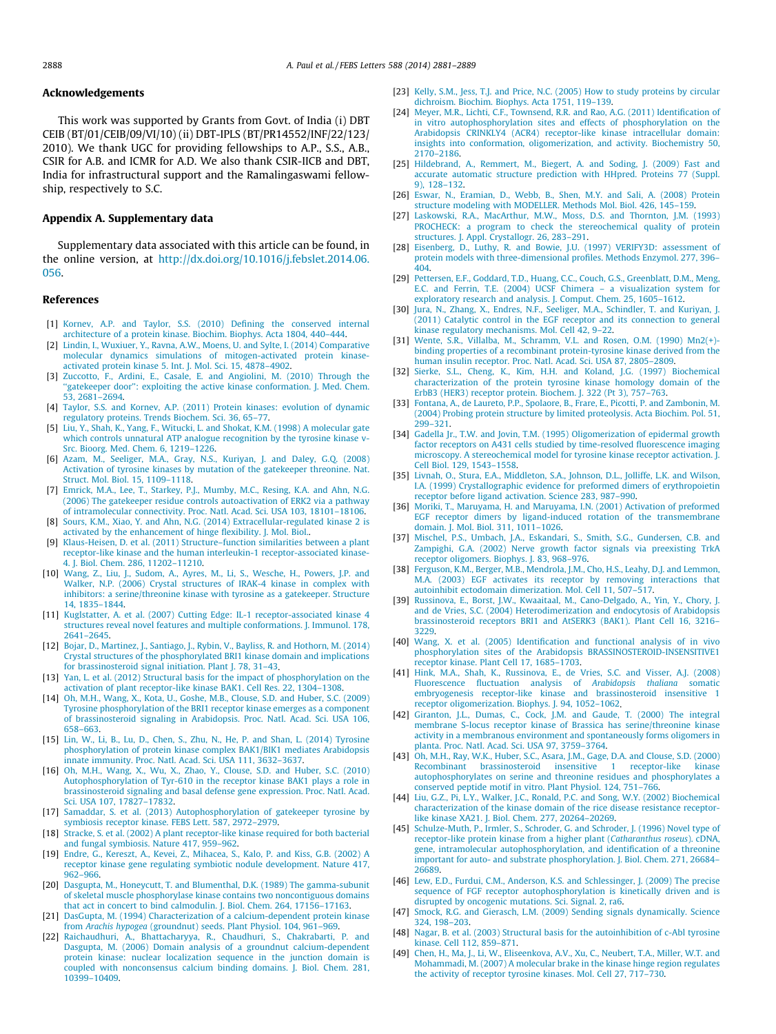## Acknowledgements

This work was supported by Grants from Govt. of India (i) DBT CEIB (BT/01/CEIB/09/VI/10) (ii) DBT-IPLS (BT/PR14552/INF/22/123/2010). We thank UGC for providing fellowships to A.P., S.S., A.B., CSIR for A.B. and ICMR for A.D. We also thank CSIR-IICB and DBT, India for infrastructural support and the Ramalingaswami fellowship, respectively to S.C.

## Appendix A. Supplementary data

Supplementary data associated with this article can be found, in the online version, at http://dx.doi.org/10.1016/j.febslet.2014.06.056.

## References

[1] Kornev, A.P. and Taylor, S.S. (2010) Defining the conserved internal architecture of a protein kinase. Biochim. Biophys. Acta 1804, 440–444.

[2] Lindin, I., Wuxiuer, Y., Ravna, A.W., Moens, U. and Sylte, I. (2014) Comparative molecular dynamics simulations of mitogen-activated protein kinase-activated protein kinase 5. Int. J. Mol. Sci. 15, 4878–4902.

[3] Zuccotto, F., Ardini, E., Casale, E. and Angiolini, M. (2010) Through the "gatekeeper door": exploiting the active kinase conformation. J. Med. Chem. 53, 2681–2694.

[4] Taylor, S.S. and Kornev, A.P. (2011) Protein kinases: evolution of dynamic regulatory proteins. Trends Biochem. Sci. 36, 65–77.

[5] Liu, Y., Shah, K., Yang, F., Witucki, L. and Shokat, K.M. (1998) A molecular gate which controls unnatural ATP analogue recognition by the tyrosine kinase v-Src. Bioorg. Med. Chem. 6, 1219–1226.

[6] Azam, M., Seeliger, M.A., Gray, N.S., Kuriyan, J. and Daley, G.Q. (2008) Activation of tyrosine kinases by mutation of the gatekeeper threonine. Nat. Struct. Mol. Biol. 15, 1109–1118.

[7] Emrick, M.A., Lee, T., Starkey, P.J., Mumby, M.C., Resing, K.A. and Ahn, N.G. (2006) The gatekeeper residue controls autoactivation of ERK2 via a pathway of intramolecular connectivity. Proc. Natl. Acad. Sci. USA 103, 18101–18106.

[8] Sours, K.M., Xiao, Y. and Ahn, N.G. (2014) Extracellular-regulated kinase 2 is activated by the enhancement of hinge flexibility. J. Mol. Biol..

[9] Klaus-Heisen, D. et al. (2011) Structure–function similarities between a plant receptor-like kinase and the human interleukin-1 receptor-associated kinase-4. J. Biol. Chem. 286, 11202–11210.

[10] Wang, Z., Liu, J., Sudom, A., Ayres, M., Li, S., Wesche, H., Powers, J.P. and Walker, N.P. (2006) Crystal structures of IRAK-4 kinase in complex with inhibitors: a serine/threonine kinase with tyrosine as a gatekeeper. Structure 14, 1835–1844.

[11] Kuglstatter, A. et al. (2007) Cutting Edge: IL-1 receptor-associated kinase 4 structures reveal novel features and multiple conformations. J. Immunol. 178, 2641–2645.

[12] Bojar, D., Martinez, J., Santiago, J., Rybin, V., Bayliss, R. and Hothorn, M. (2014) Crystal structures of the phosphorylated BRI1 kinase domain and implications for brassinosteroid signal initiation. Plant J. 78, 31–43.

[13] Yan, L. et al. (2012) Structural basis for the impact of phosphorylation on the activation of plant receptor-like kinase BAK1. Cell Res. 22, 1304–1308.

[14] Oh, M.H., Wang, X., Kota, U., Goshe, M.B., Clouse, S.D. and Huber, S.C. (2009) Tyrosine phosphorylation of the BRI1 receptor kinase emerges as a component of brassinosteroid signaling in Arabidopsis. Proc. Natl. Acad. Sci. USA 106, 658–663.

[15] Lin, W., Li, B., Lu, D., Chen, S., Zhu, N., He, P. and Shan, L. (2014) Tyrosine phosphorylation of protein kinase complex BAK1/BIK1 mediates Arabidopsis innate immunity. Proc. Natl. Acad. Sci. USA 111, 3632–3637.

[16] Oh, M.H., Wang, X., Wu, X., Zhao, Y., Clouse, S.D. and Huber, S.C. (2010) Autophosphorylation of Tyr-610 in the receptor kinase BAK1 plays a role in brassinosteroid signaling and basal defense gene expression. Proc. Natl. Acad. Sci. USA 107, 17827–17832.

[17] Samaddar, S. et al. (2013) Autophosphorylation of gatekeeper tyrosine by symbiosis receptor kinase. FEBS Lett. 587, 2972–2979.

[18] Stracke, S. et al. (2002) A plant receptor-like kinase required for both bacterial and fungal symbiosis. Nature 417, 959–962.

[19] Endre, G., Kereszt, A., Kevei, Z., Mihacea, S., Kalo, P. and Kiss, G.B. (2002) A receptor kinase gene regulating symbiotic nodule development. Nature 417, 962–966.

[20] Dasgupta, M., Honeycutt, T. and Blumenthal, D.K. (1989) The gamma-subunit of skeletal muscle phosphorylase kinase contains two noncontiguous domains that act in concert to bind calmodulin. J. Biol. Chem. 264, 17156–17163.

[21] DasGupta, M. (1994) Characterization of a calcium-dependent protein kinase from *Arachis hypogea* (groundnut) seeds. Plant Physiol. 104, 961–969.

[22] Raichaudhuri, A., Bhattacharyya, R., Chaudhuri, S., Chakrabarti, P. and Dasgupta, M. (2006) Domain analysis of a groundnut calcium-dependent protein kinase: nuclear localization sequence in the junction domain is coupled with nonconsensus calcium binding domains. J. Biol. Chem. 281, 10399–10409.

[23] Kelly, S.M., Jess, T.J. and Price, N.C. (2005) How to study proteins by circular dichroism. Biochim. Biophys. Acta 1751, 119–139.

[24] Meyer, M.R., Lichti, C.F., Townsend, R.R. and Rao, A.G. (2011) Identification of in vitro autophosphorylation sites and effects of phosphorylation on the Arabidopsis CRINKLY4 (ACR4) receptor-like kinase intracellular domain: insights into conformation, oligomerization, and activity. Biochemistry 50, 2170–2186.

[25] Hildebrand, A., Remmert, M., Biegert, A. and Soding, J. (2009) Fast and accurate automatic structure prediction with HHpred. Proteins 77 (Suppl. 9), 128–132.

[26] Eswar, N., Eramian, D., Webb, B., Shen, M.Y. and Sali, A. (2008) Protein structure modeling with MODELLER. Methods Mol. Biol. 426, 145–159.

[27] Laskowski, R.A., MacArthur, M.W., Moss, D.S. and Thornton, J.M. (1993) PROCHECK: a program to check the stereochemical quality of protein structures. J. Appl. Crystallogr. 26, 283–291.

[28] Eisenberg, D., Luthy, R. and Bowie, J.U. (1997) VERIFY3D: assessment of protein models with three-dimensional profiles. Methods Enzymol. 277, 396–404.

[29] Pettersen, E.F., Goddard, T.D., Huang, C.C., Couch, G.S., Greenblatt, D.M., Meng, E.C. and Ferrin, T.E. (2004) UCSF Chimera – a visualization system for exploratory research and analysis. J. Comput. Chem. 25, 1605–1612.

[30] Jura, N., Zhang, X., Endres, N.F., Seeliger, M.A., Schindler, T. and Kuriyan, J. (2011) Catalytic control in the EGF receptor and its connection to general kinase regulatory mechanisms. Mol. Cell 42, 9–22.

[31] Wente, S.R., Villalba, M., Schramm, V.L. and Rosen, O.M. (1990) Mn2(+)-binding properties of a recombinant protein-tyrosine kinase derived from the human insulin receptor. Proc. Natl. Acad. Sci. USA 87, 2805–2809.

[32] Sierke, S.L., Cheng, K., Kim, H.H. and Koland, J.G. (1997) Biochemical characterization of the protein tyrosine kinase homology domain of the ErbB3 (HER3) receptor protein. Biochem. J. 322 (Pt 3), 757–763.

[33] Fontana, A., de Laureto, P.P., Spolaore, B., Frare, E., Picotti, P. and Zambonin, M. (2004) Probing protein structure by limited proteolysis. Acta Biochim. Pol. 51, 299–321.

[34] Gadella Jr., T.W. and Jovin, T.M. (1995) Oligomerization of epidermal growth factor receptors on A431 cells studied by time-resolved fluorescence imaging microscopy. A stereochemical model for tyrosine kinase receptor activation. J. Cell Biol. 129, 1543–1558.

[35] Livnah, O., Stura, E.A., Middleton, S.A., Johnson, D.L., Jolliffe, L.K. and Wilson, I.A. (1999) Crystallographic evidence for preformed dimers of erythropoietin receptor before ligand activation. Science 283, 987–990.

[36] Moriki, T., Maruyama, H. and Maruyama, I.N. (2001) Activation of preformed EGF receptor dimers by ligand-induced rotation of the transmembrane domain. J. Mol. Biol. 311, 1011–1026.

[37] Mischel, P.S., Umbach, J.A., Eskandari, S., Smith, S.G., Gundersen, C.B. and Zampighi, G.A. (2002) Nerve growth factor signals via preexisting TrkA receptor oligomers. Biophys. J. 83, 968–976.

[38] Ferguson, K.M., Berger, M.B., Mendrola, J.M., Cho, H.S., Leahy, D.J. and Lemmon, M.A. (2003) EGF activates its receptor by removing interactions that autoinhibit ectodomain dimerization. Mol. Cell 11, 507–517.

[39] Russinova, E., Borst, J.W., Kwaaitaal, M., Cano-Delgado, A., Yin, Y., Chory, J. and de Vries, S.C. (2004) Heterodimerization and endocytosis of Arabidopsis brassinosteroid receptors BRI1 and AtSERK3 (BAK1). Plant Cell 16, 3216–3229.

[40] Wang, X. et al. (2005) Identification and functional analysis of in vivo phosphorylation sites of the Arabidopsis BRASSINOSTEROID-INSENSITIVE1 receptor kinase. Plant Cell 17, 1685–1703.

[41] Hink, M.A., Shah, K., Russinova, E., de Vries, S.C. and Visser, A.J. (2008) Fluorescence fluctuation analysis of *Arabidopsis thaliana* somatic embryogenesis receptor-like kinase and brassinosteroid insensitive 1 receptor oligomerization. Biophys. J. 94, 1052–1062.

[42] Giranton, J.L., Dumas, C., Cock, J.M. and Gaude, T. (2000) The integral membrane S-locus receptor kinase of Brassica has serine/threonine kinase activity in a membranous environment and spontaneously forms oligomers in planta. Proc. Natl. Acad. Sci. USA 97, 3759–3764.

[43] Oh, M.H., Ray, W.K., Huber, S.C., Asara, J.M., Gage, D.A. and Clouse, S.D. (2000) Recombinant brassinosteroid insensitive 1 receptor-like kinase autophosphorylates on serine and threonine residues and phosphorylates a conserved peptide motif in vitro. Plant Physiol. 124, 751–766.

[44] Liu, G.Z., Pi, L.Y., Walker, J.C., Ronald, P.C. and Song, W.Y. (2002) Biochemical characterization of the kinase domain of the rice disease resistance receptor-like kinase XA21. J. Biol. Chem. 277, 20264–20269.

[45] Schulze-Muth, P., Irmler, S., Schroder, G. and Schroder, J. (1996) Novel type of receptor-like protein kinase from a higher plant (*Catharanthus roseus*). cDNA, gene, intramolecular autophosphorylation, and identification of a threonine important for auto- and substrate phosphorylation. J. Biol. Chem. 271, 26684–26689.

[46] Lew, E.D., Furdui, C.M., Anderson, K.S. and Schlessinger, J. (2009) The precise sequence of FGF receptor autophosphorylation is kinetically driven and is disrupted by oncogenic mutations. Sci. Signal. 2, ra6.

[47] Smock, R.G. and Gierasch, L.M. (2009) Sending signals dynamically. Science 324, 198–203.

[48] Nagar, B. et al. (2003) Structural basis for the autoinhibition of c-Abl tyrosine kinase. Cell 112, 859–871.

[49] Chen, H., Ma, J., Li, W., Eliseenkova, A.V., Xu, C., Neubert, T.A., Miller, W.T. and Mohammadi, M. (2007) A molecular brake in the kinase hinge region regulates the activity of receptor tyrosine kinases. Mol. Cell 27, 717–730.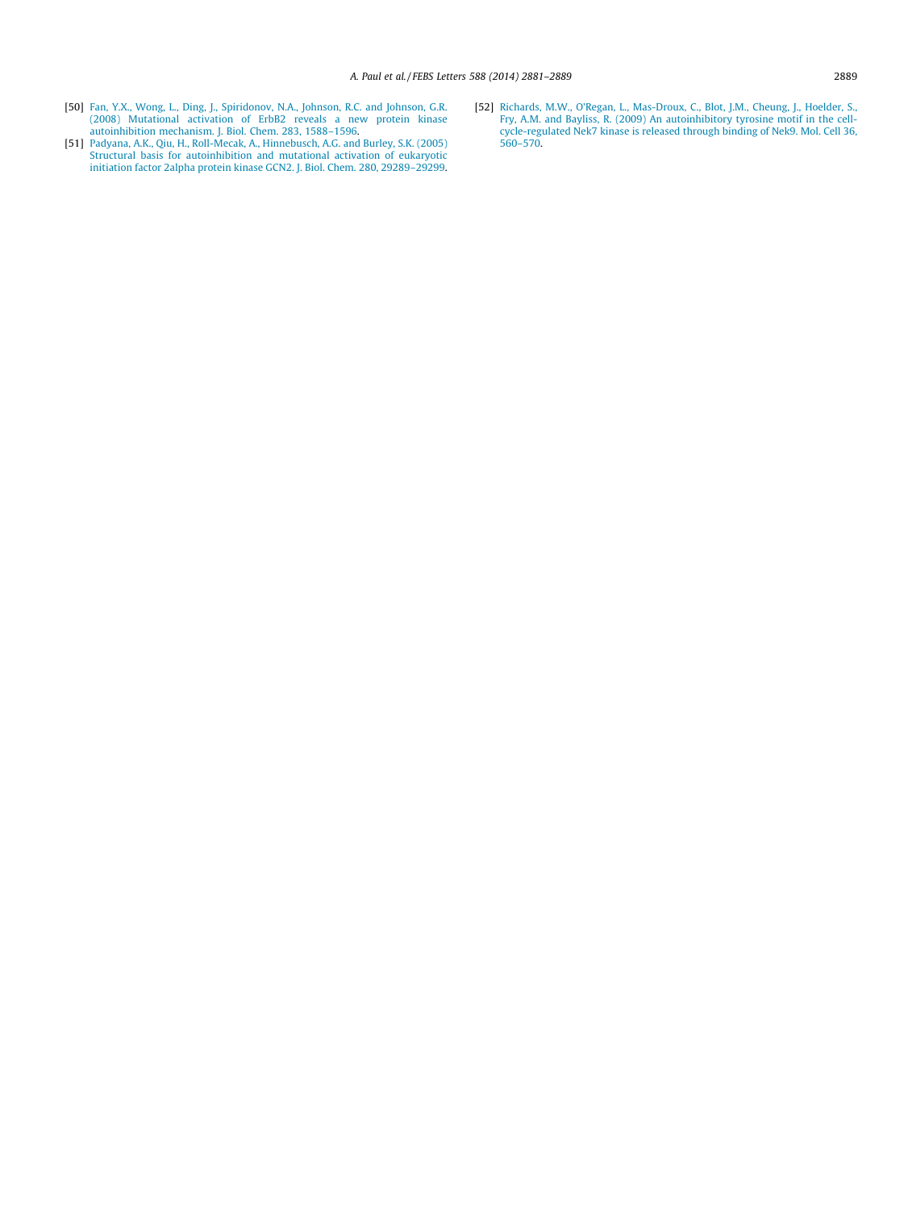[50] Fan, Y.X., Wong, L., Ding, J., Spiridonov, N.A., Johnson, R.C. and Johnson, G.R. (2008) Mutational activation of ErbB2 reveals a new protein kinase autoinhibition mechanism. J. Biol. Chem. 283, 1588–1596.

[51] Padyana, A.K., Qiu, H., Roll-Mecak, A., Hinnebusch, A.G. and Burley, S.K. (2005) Structural basis for autoinhibition and mutational activation of eukaryotic initiation factor 2alpha protein kinase GCN2. J. Biol. Chem. 280, 29289–29299.

[52] Richards, M.W., O'Regan, L., Mas-Droux, C., Blot, J.M., Cheung, J., Hoelder, S., Fry, A.M. and Bayliss, R. (2009) An autoinhibitory tyrosine motif in the cell-cycle-regulated Nek7 kinase is released through binding of Nek9. Mol. Cell 36, 560–570.